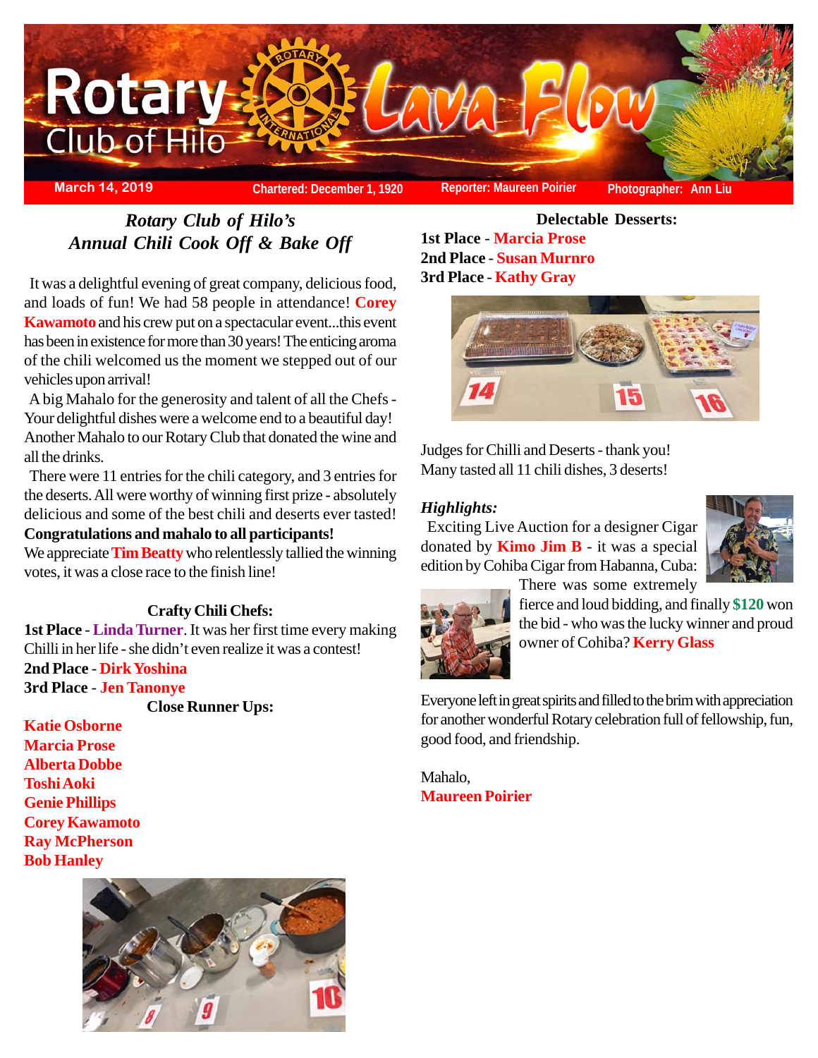# Rotary Club of Hilo — Lava Flow

March 14, 2019 | Chartered: December 1, 1920 | Reporter: Maureen Poirier | Photographer: Ann Liu

## *Rotary Club of Hilo's Annual Chili Cook Off & Bake Off*

It was a delightful evening of great company, delicious food, and loads of fun! We had 58 people in attendance! **Corey Kawamoto** and his crew put on a spectacular event...this event has been in existence for more than 30 years! The enticing aroma of the chili welcomed us the moment we stepped out of our vehicles upon arrival!

A big Mahalo for the generosity and talent of all the Chefs - Your delightful dishes were a welcome end to a beautiful day! Another Mahalo to our Rotary Club that donated the wine and all the drinks.

There were 11 entries for the chili category, and 3 entries for the deserts. All were worthy of winning first prize - absolutely delicious and some of the best chili and deserts ever tasted!

**Congratulations and mahalo to all participants!**

We appreciate **Tim Beatty** who relentlessly tallied the winning votes, it was a close race to the finish line!

### Crafty Chili Chefs:

**1st Place** - **Linda Turner**. It was her first time every making Chilli in her life - she didn't even realize it was a contest!

**2nd Place** - **Dirk Yoshina**

**3rd Place** - **Jen Tanonye**

### Close Runner Ups:

**Katie Osborne**
**Marcia Prose**
**Alberta Dobbe**
**Toshi Aoki**
**Genie Phillips**
**Corey Kawamoto**
**Ray McPherson**
**Bob Hanley**

### Delectable Desserts:

**1st Place** - **Marcia Prose**

**2nd Place** - **Susan Murnro**

**3rd Place** - **Kathy Gray**

Judges for Chilli and Deserts - thank you! Many tasted all 11 chili dishes, 3 deserts!

### *Highlights:*

Exciting Live Auction for a designer Cigar donated by **Kimo Jim B** - it was a special edition by Cohiba Cigar from Habanna, Cuba: There was some extremely fierce and loud bidding, and finally **$120** won the bid - who was the lucky winner and proud owner of Cohiba? **Kerry Glass**

Everyone left in great spirits and filled to the brim with appreciation for another wonderful Rotary celebration full of fellowship, fun, good food, and friendship.

Mahalo,
**Maureen Poirier**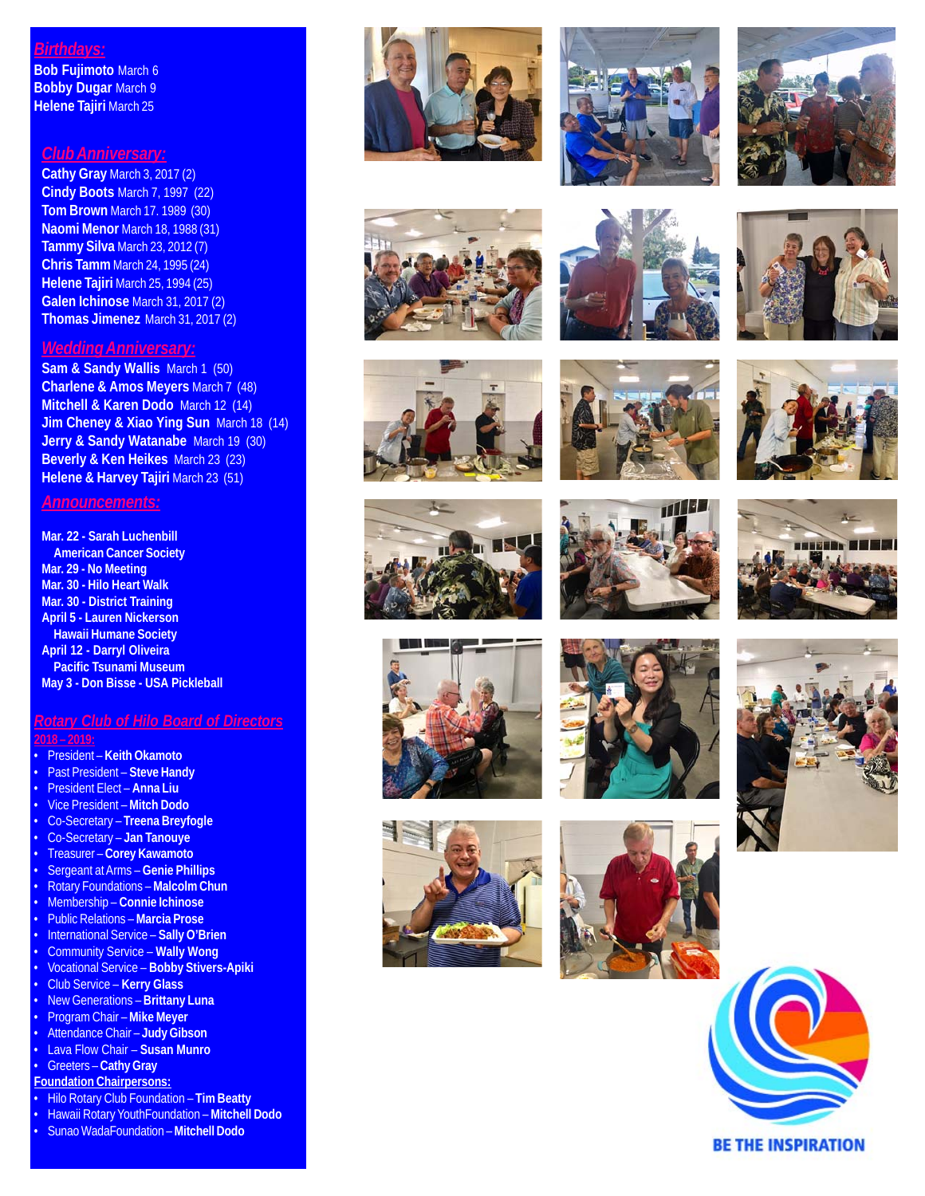## Birthdays:

**Bob Fujimoto** March 6
**Bobby Dugar** March 9
**Helene Tajiri** March 25

## Club Anniversary:

**Cathy Gray** March 3, 2017 (2)
**Cindy Boots** March 7, 1997 (22)
**Tom Brown** March 17. 1989 (30)
**Naomi Menor** March 18, 1988 (31)
**Tammy Silva** March 23, 2012 (7)
**Chris Tamm** March 24, 1995 (24)
**Helene Tajiri** March 25, 1994 (25)
**Galen Ichinose** March 31, 2017 (2)
**Thomas Jimenez** March 31, 2017 (2)

## Wedding Anniversary:

**Sam & Sandy Wallis** March 1 (50)
**Charlene & Amos Meyers** March 7 (48)
**Mitchell & Karen Dodo** March 12 (14)
**Jim Cheney & Xiao Ying Sun** March 18 (14)
**Jerry & Sandy Watanabe** March 19 (30)
**Beverly & Ken Heikes** March 23 (23)
**Helene & Harvey Tajiri** March 23 (51)

## Announcements:

**Mar. 22 - Sarah Luchenbill**
**American Cancer Society**
**Mar. 29 - No Meeting**
**Mar. 30 - Hilo Heart Walk**
**Mar. 30 - District Training**
**April 5 - Lauren Nickerson**
**Hawaii Humane Society**
**April 12 - Darryl Oliveira**
**Pacific Tsunami Museum**
**May 3 - Don Bisse - USA Pickleball**

## Rotary Club of Hilo Board of Directors

**2018 – 2019:**

- President – **Keith Okamoto**
- Past President – **Steve Handy**
- President Elect – **Anna Liu**
- Vice President – **Mitch Dodo**
- Co-Secretary – **Treena Breyfogle**
- Co-Secretary – **Jan Tanouye**
- Treasurer – **Corey Kawamoto**
- Sergeant at Arms – **Genie Phillips**
- Rotary Foundations – **Malcolm Chun**
- Membership – **Connie Ichinose**
- Public Relations – **Marcia Prose**
- International Service – **Sally O'Brien**
- Community Service – **Wally Wong**
- Vocational Service – **Bobby Stivers-Apiki**
- Club Service – **Kerry Glass**
- New Generations – **Brittany Luna**
- Program Chair – **Mike Meyer**
- Attendance Chair – **Judy Gibson**
- Lava Flow Chair – **Susan Munro**
- Greeters – **Cathy Gray**

**Foundation Chairpersons:**

- Hilo Rotary Club Foundation – **Tim Beatty**
- Hawaii Rotary YouthFoundation – **Mitchell Dodo**
- Sunao WadaFoundation – **Mitchell Dodo**

BE THE INSPIRATION